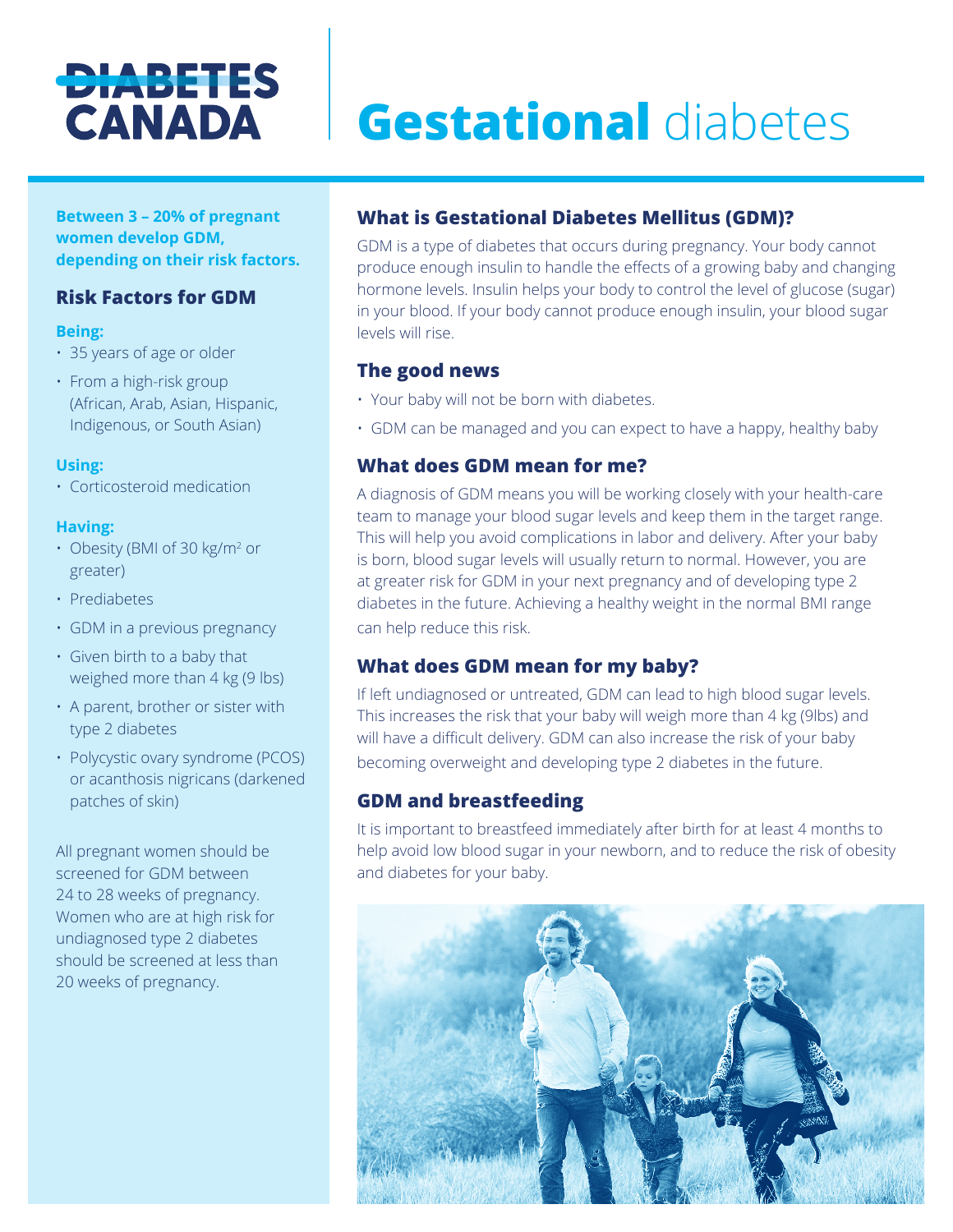# DIABETES CANADA | **Gestational** diabetes

**Between 3 – 20% of pregnant women develop GDM, depending on their risk factors.**

## Risk Factors for GDM

**Being:**

- 35 years of age or older
- From a high-risk group (African, Arab, Asian, Hispanic, Indigenous, or South Asian)

**Using:**

- Corticosteroid medication

**Having:**

- Obesity (BMI of 30 kg/m$^2$ or greater)
- Prediabetes
- GDM in a previous pregnancy
- Given birth to a baby that weighed more than 4 kg (9 lbs)
- A parent, brother or sister with type 2 diabetes
- Polycystic ovary syndrome (PCOS) or acanthosis nigricans (darkened patches of skin)

All pregnant women should be screened for GDM between 24 to 28 weeks of pregnancy. Women who are at high risk for undiagnosed type 2 diabetes should be screened at less than 20 weeks of pregnancy.

## What is Gestational Diabetes Mellitus (GDM)?

GDM is a type of diabetes that occurs during pregnancy. Your body cannot produce enough insulin to handle the effects of a growing baby and changing hormone levels. Insulin helps your body to control the level of glucose (sugar) in your blood. If your body cannot produce enough insulin, your blood sugar levels will rise.

## The good news

- Your baby will not be born with diabetes.
- GDM can be managed and you can expect to have a happy, healthy baby

## What does GDM mean for me?

A diagnosis of GDM means you will be working closely with your health-care team to manage your blood sugar levels and keep them in the target range. This will help you avoid complications in labor and delivery. After your baby is born, blood sugar levels will usually return to normal. However, you are at greater risk for GDM in your next pregnancy and of developing type 2 diabetes in the future. Achieving a healthy weight in the normal BMI range can help reduce this risk.

## What does GDM mean for my baby?

If left undiagnosed or untreated, GDM can lead to high blood sugar levels. This increases the risk that your baby will weigh more than 4 kg (9lbs) and will have a difficult delivery. GDM can also increase the risk of your baby becoming overweight and developing type 2 diabetes in the future.

## GDM and breastfeeding

It is important to breastfeed immediately after birth for at least 4 months to help avoid low blood sugar in your newborn, and to reduce the risk of obesity and diabetes for your baby.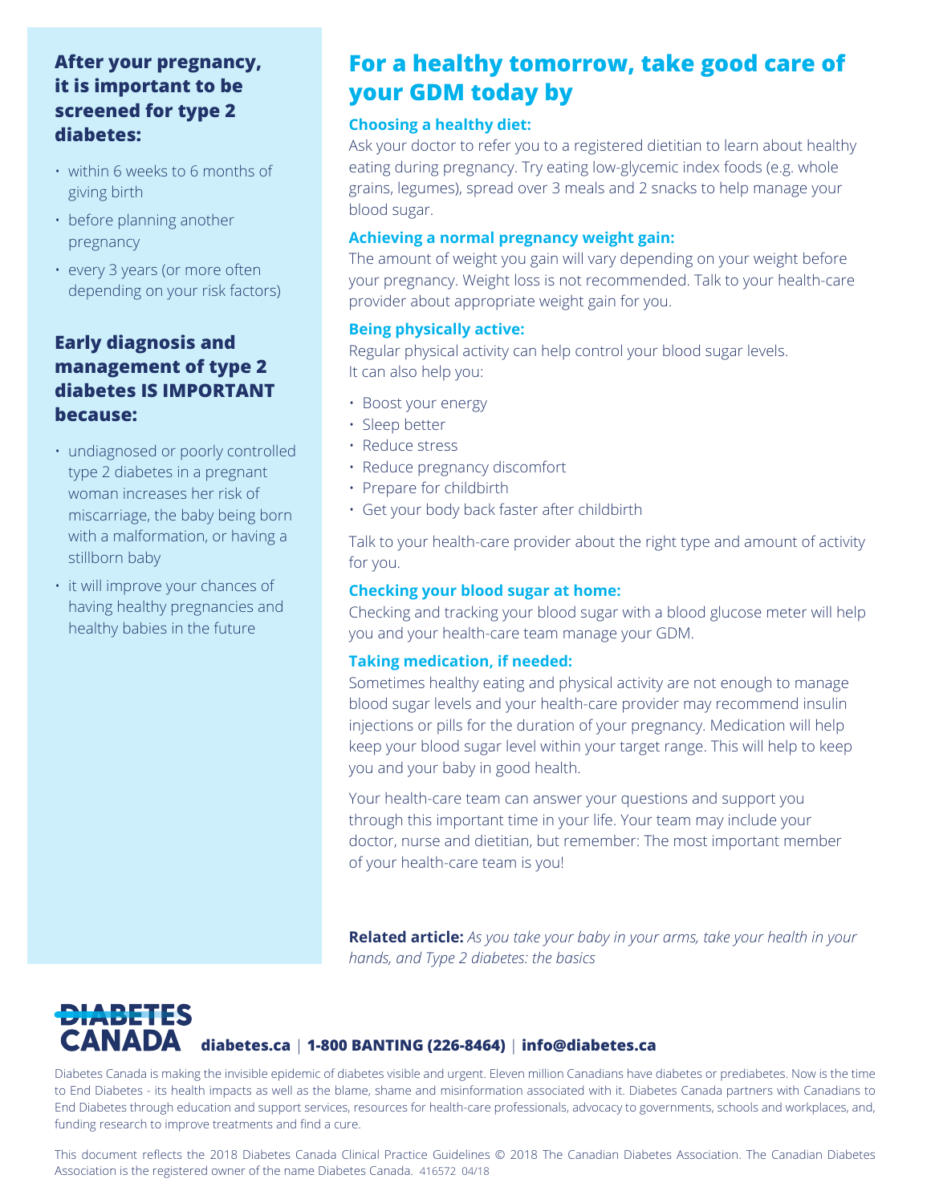## After your pregnancy, it is important to be screened for type 2 diabetes:

- within 6 weeks to 6 months of giving birth
- before planning another pregnancy
- every 3 years (or more often depending on your risk factors)

## Early diagnosis and management of type 2 diabetes IS IMPORTANT because:

- undiagnosed or poorly controlled type 2 diabetes in a pregnant woman increases her risk of miscarriage, the baby being born with a malformation, or having a stillborn baby
- it will improve your chances of having healthy pregnancies and healthy babies in the future

# For a healthy tomorrow, take good care of your GDM today by

### Choosing a healthy diet:

Ask your doctor to refer you to a registered dietitian to learn about healthy eating during pregnancy. Try eating low-glycemic index foods (e.g. whole grains, legumes), spread over 3 meals and 2 snacks to help manage your blood sugar.

### Achieving a normal pregnancy weight gain:

The amount of weight you gain will vary depending on your weight before your pregnancy. Weight loss is not recommended. Talk to your health-care provider about appropriate weight gain for you.

### Being physically active:

Regular physical activity can help control your blood sugar levels. It can also help you:

- Boost your energy
- Sleep better
- Reduce stress
- Reduce pregnancy discomfort
- Prepare for childbirth
- Get your body back faster after childbirth

Talk to your health-care provider about the right type and amount of activity for you.

### Checking your blood sugar at home:

Checking and tracking your blood sugar with a blood glucose meter will help you and your health-care team manage your GDM.

### Taking medication, if needed:

Sometimes healthy eating and physical activity are not enough to manage blood sugar levels and your health-care provider may recommend insulin injections or pills for the duration of your pregnancy. Medication will help keep your blood sugar level within your target range. This will help to keep you and your baby in good health.

Your health-care team can answer your questions and support you through this important time in your life. Your team may include your doctor, nurse and dietitian, but remember: The most important member of your health-care team is you!

**Related article:** *As you take your baby in your arms, take your health in your hands, and Type 2 diabetes: the basics*

**DIABETES CANADA** **diabetes.ca** | **1-800 BANTING (226-8464)** | **info@diabetes.ca**

Diabetes Canada is making the invisible epidemic of diabetes visible and urgent. Eleven million Canadians have diabetes or prediabetes. Now is the time to End Diabetes - its health impacts as well as the blame, shame and misinformation associated with it. Diabetes Canada partners with Canadians to End Diabetes through education and support services, resources for health-care professionals, advocacy to governments, schools and workplaces, and, funding research to improve treatments and find a cure.

This document reflects the 2018 Diabetes Canada Clinical Practice Guidelines © 2018 The Canadian Diabetes Association. The Canadian Diabetes Association is the registered owner of the name Diabetes Canada. 416572 04/18